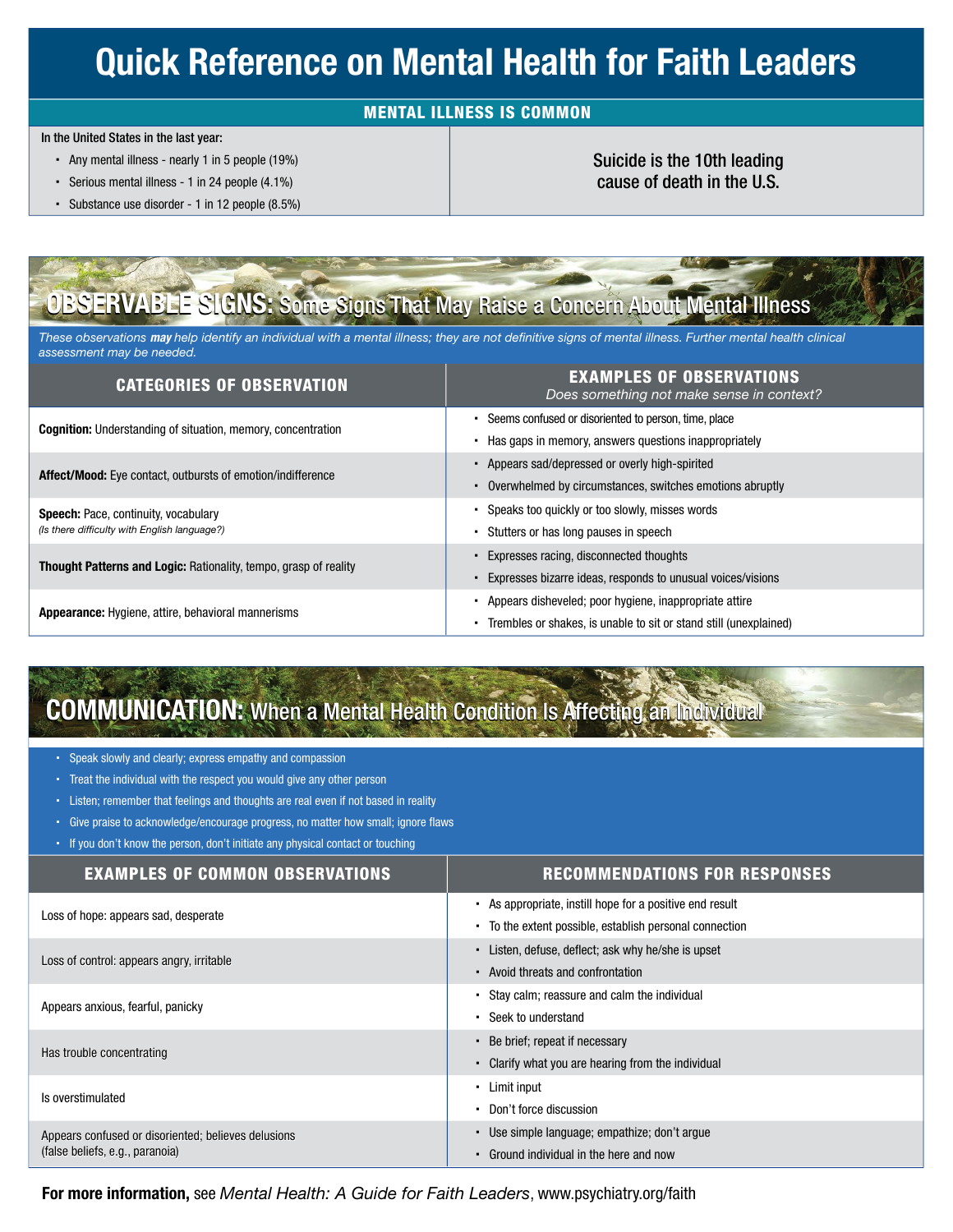# Quick Reference on Mental Health for Faith Leaders

## MENTAL ILLNESS IS COMMON

In the United States in the last year:

- Any mental illness - nearly 1 in 5 people (19%)
- Serious mental illness - 1 in 24 people (4.1%)
- Substance use disorder - 1 in 12 people (8.5%)

Suicide is the 10th leading cause of death in the U.S.

## OBSERVABLE SIGNS: Some Signs That May Raise a Concern About Mental Illness

*These observations **may** help identify an individual with a mental illness; they are not definitive signs of mental illness. Further mental health clinical assessment may be needed.*

| CATEGORIES OF OBSERVATION | EXAMPLES OF OBSERVATIONS *Does something not make sense in context?* |
|---|---|
| **Cognition:** Understanding of situation, memory, concentration | • Seems confused or disoriented to person, time, place<br>• Has gaps in memory, answers questions inappropriately |
| **Affect/Mood:** Eye contact, outbursts of emotion/indifference | • Appears sad/depressed or overly high-spirited<br>• Overwhelmed by circumstances, switches emotions abruptly |
| **Speech:** Pace, continuity, vocabulary *(Is there difficulty with English language?)* | • Speaks too quickly or too slowly, misses words<br>• Stutters or has long pauses in speech |
| **Thought Patterns and Logic:** Rationality, tempo, grasp of reality | • Expresses racing, disconnected thoughts<br>• Expresses bizarre ideas, responds to unusual voices/visions |
| **Appearance:** Hygiene, attire, behavioral mannerisms | • Appears disheveled; poor hygiene, inappropriate attire<br>• Trembles or shakes, is unable to sit or stand still (unexplained) |

## COMMUNICATION: When a Mental Health Condition Is Affecting an Individual

- Speak slowly and clearly; express empathy and compassion
- Treat the individual with the respect you would give any other person
- Listen; remember that feelings and thoughts are real even if not based in reality
- Give praise to acknowledge/encourage progress, no matter how small; ignore flaws
- If you don't know the person, don't initiate any physical contact or touching

| EXAMPLES OF COMMON OBSERVATIONS | RECOMMENDATIONS FOR RESPONSES |
|---|---|
| Loss of hope: appears sad, desperate | • As appropriate, instill hope for a positive end result<br>• To the extent possible, establish personal connection |
| Loss of control: appears angry, irritable | • Listen, defuse, deflect; ask why he/she is upset<br>• Avoid threats and confrontation |
| Appears anxious, fearful, panicky | • Stay calm; reassure and calm the individual<br>• Seek to understand |
| Has trouble concentrating | • Be brief; repeat if necessary<br>• Clarify what you are hearing from the individual |
| Is overstimulated | • Limit input<br>• Don't force discussion |
| Appears confused or disoriented; believes delusions (false beliefs, e.g., paranoia) | • Use simple language; empathize; don't argue<br>• Ground individual in the here and now |

**For more information,** see *Mental Health: A Guide for Faith Leaders*, www.psychiatry.org/faith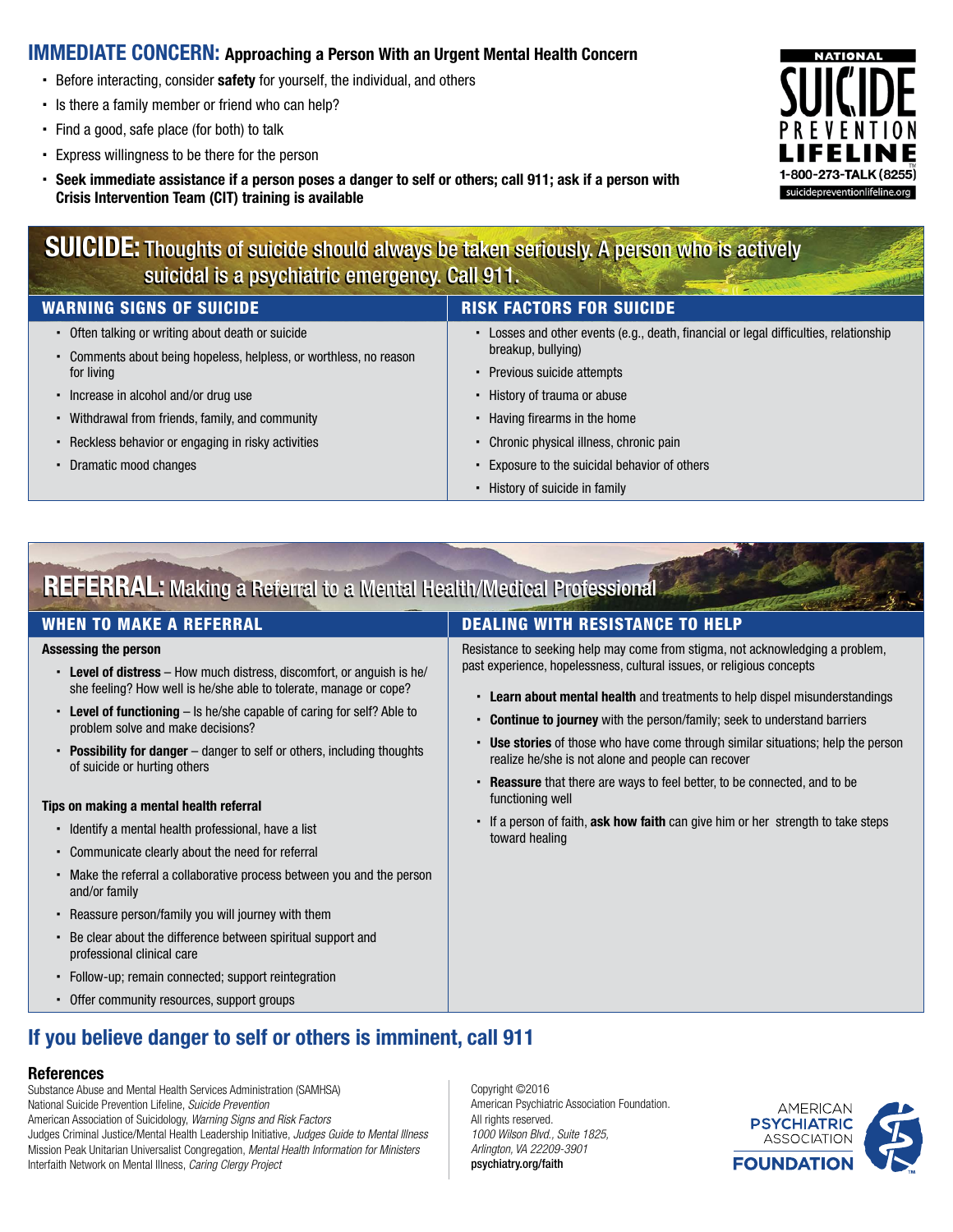## IMMEDIATE CONCERN: Approaching a Person With an Urgent Mental Health Concern

- Before interacting, consider **safety** for yourself, the individual, and others
- Is there a family member or friend who can help?
- Find a good, safe place (for both) to talk
- Express willingness to be there for the person
- **Seek immediate assistance if a person poses a danger to self or others; call 911; ask if a person with Crisis Intervention Team (CIT) training is available**

NATIONAL SUICIDE PREVENTION LIFELINE
1-800-273-TALK (8255)
suicidepreventionlifeline.org

## SUICIDE: Thoughts of suicide should always be taken seriously. A person who is actively suicidal is a psychiatric emergency. Call 911.

### WARNING SIGNS OF SUICIDE

- Often talking or writing about death or suicide
- Comments about being hopeless, helpless, or worthless, no reason for living
- Increase in alcohol and/or drug use
- Withdrawal from friends, family, and community
- Reckless behavior or engaging in risky activities
- Dramatic mood changes

### RISK FACTORS FOR SUICIDE

- Losses and other events (e.g., death, financial or legal difficulties, relationship breakup, bullying)
- Previous suicide attempts
- History of trauma or abuse
- Having firearms in the home
- Chronic physical illness, chronic pain
- Exposure to the suicidal behavior of others
- History of suicide in family

## REFERRAL: Making a Referral to a Mental Health/Medical Professional

### WHEN TO MAKE A REFERRAL

**Assessing the person**

- **Level of distress** – How much distress, discomfort, or anguish is he/she feeling? How well is he/she able to tolerate, manage or cope?
- **Level of functioning** – Is he/she capable of caring for self? Able to problem solve and make decisions?
- **Possibility for danger** – danger to self or others, including thoughts of suicide or hurting others

**Tips on making a mental health referral**

- Identify a mental health professional, have a list
- Communicate clearly about the need for referral
- Make the referral a collaborative process between you and the person and/or family
- Reassure person/family you will journey with them
- Be clear about the difference between spiritual support and professional clinical care
- Follow-up; remain connected; support reintegration
- Offer community resources, support groups

### DEALING WITH RESISTANCE TO HELP

Resistance to seeking help may come from stigma, not acknowledging a problem, past experience, hopelessness, cultural issues, or religious concepts

- **Learn about mental health** and treatments to help dispel misunderstandings
- **Continue to journey** with the person/family; seek to understand barriers
- **Use stories** of those who have come through similar situations; help the person realize he/she is not alone and people can recover
- **Reassure** that there are ways to feel better, to be connected, and to be functioning well
- If a person of faith, **ask how faith** can give him or her strength to take steps toward healing

## If you believe danger to self or others is imminent, call 911

### References

Substance Abuse and Mental Health Services Administration (SAMHSA)
National Suicide Prevention Lifeline, *Suicide Prevention*
American Association of Suicidology, *Warning Signs and Risk Factors*
Judges Criminal Justice/Mental Health Leadership Initiative, *Judges Guide to Mental Illness*
Mission Peak Unitarian Universalist Congregation, *Mental Health Information for Ministers*
Interfaith Network on Mental Illness, *Caring Clergy Project*

Copyright ©2016
American Psychiatric Association Foundation.
All rights reserved.
*1000 Wilson Blvd., Suite 1825,*
*Arlington, VA 22209-3901*
psychiatry.org/faith

AMERICAN PSYCHIATRIC ASSOCIATION FOUNDATION